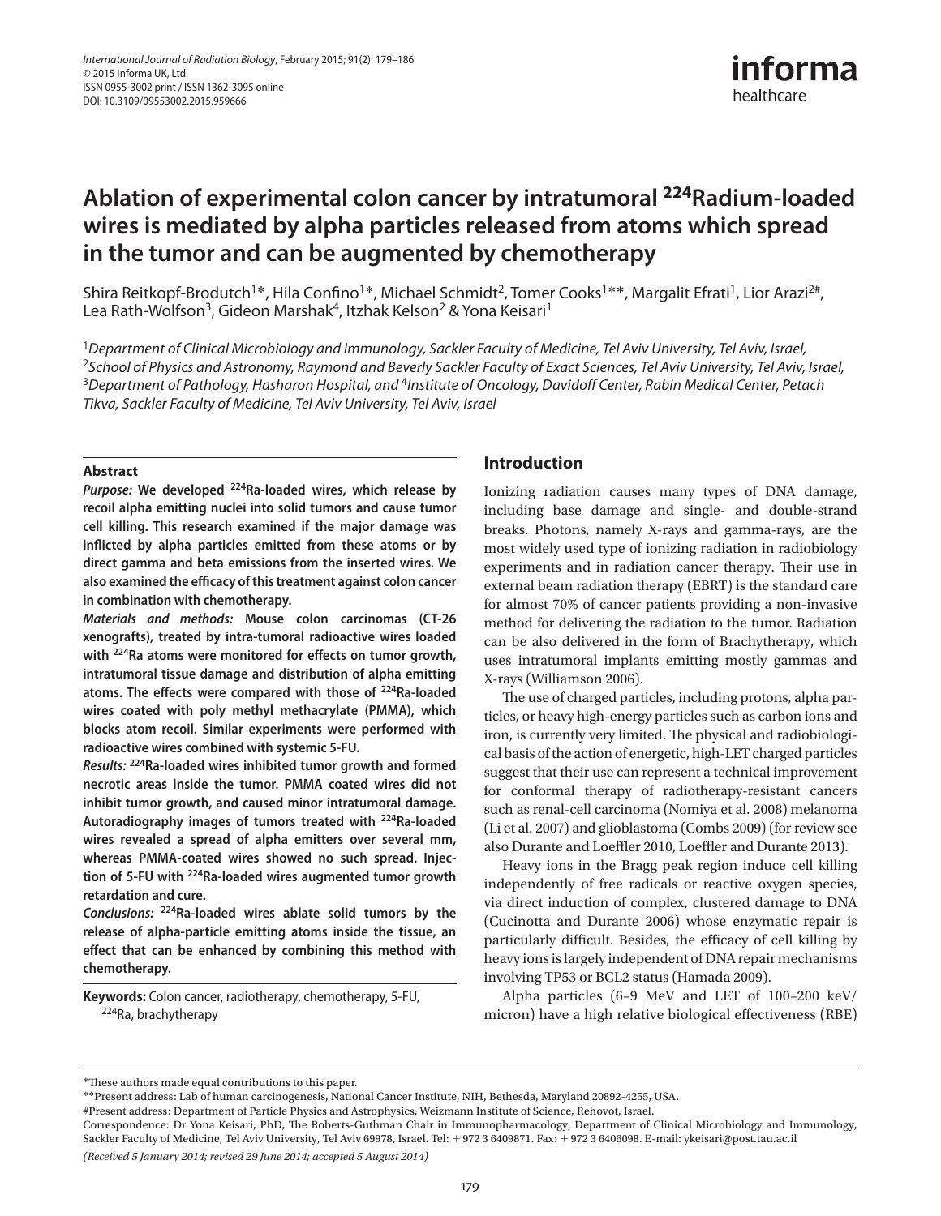# Ablation of experimental colon cancer by intratumoral $^{224}$Radium-loaded wires is mediated by alpha particles released from atoms which spread in the tumor and can be augmented by chemotherapy

Shira Reitkopf-Brodutch[1*], Hila Confino[1*], Michael Schmidt[2], Tomer Cooks[1**], Margalit Efrati[1], Lior Arazi[2#], Lea Rath-Wolfson[3], Gideon Marshak[4], Itzhak Kelson[2] & Yona Keisari[1]

[1]*Department of Clinical Microbiology and Immunology, Sackler Faculty of Medicine, Tel Aviv University, Tel Aviv, Israel,* [2]*School of Physics and Astronomy, Raymond and Beverly Sackler Faculty of Exact Sciences, Tel Aviv University, Tel Aviv, Israel,* [3]*Department of Pathology, Hasharon Hospital, and* [4]*Institute of Oncology, Davidoff Center, Rabin Medical Center, Petach Tikva, Sackler Faculty of Medicine, Tel Aviv University, Tel Aviv, Israel*

### Abstract

***Purpose:*** **We developed $^{224}$Ra-loaded wires, which release by recoil alpha emitting nuclei into solid tumors and cause tumor cell killing. This research examined if the major damage was inflicted by alpha particles emitted from these atoms or by direct gamma and beta emissions from the inserted wires. We also examined the efficacy of this treatment against colon cancer in combination with chemotherapy.**

***Materials and methods:*** **Mouse colon carcinomas (CT-26 xenografts), treated by intra-tumoral radioactive wires loaded with $^{224}$Ra atoms were monitored for effects on tumor growth, intratumoral tissue damage and distribution of alpha emitting atoms. The effects were compared with those of $^{224}$Ra-loaded wires coated with poly methyl methacrylate (PMMA), which blocks atom recoil. Similar experiments were performed with radioactive wires combined with systemic 5-FU.**

***Results:*** **$^{224}$Ra-loaded wires inhibited tumor growth and formed necrotic areas inside the tumor. PMMA coated wires did not inhibit tumor growth, and caused minor intratumoral damage. Autoradiography images of tumors treated with $^{224}$Ra-loaded wires revealed a spread of alpha emitters over several mm, whereas PMMA-coated wires showed no such spread. Injection of 5-FU with $^{224}$Ra-loaded wires augmented tumor growth retardation and cure.**

***Conclusions:*** **$^{224}$Ra-loaded wires ablate solid tumors by the release of alpha-particle emitting atoms inside the tissue, an effect that can be enhanced by combining this method with chemotherapy.**

**Keywords:** Colon cancer, radiotherapy, chemotherapy, 5-FU, $^{224}$Ra, brachytherapy

## Introduction

Ionizing radiation causes many types of DNA damage, including base damage and single- and double-strand breaks. Photons, namely X-rays and gamma-rays, are the most widely used type of ionizing radiation in radiobiology experiments and in radiation cancer therapy. Their use in external beam radiation therapy (EBRT) is the standard care for almost 70% of cancer patients providing a non-invasive method for delivering the radiation to the tumor. Radiation can be also delivered in the form of Brachytherapy, which uses intratumoral implants emitting mostly gammas and X-rays (Williamson 2006).

The use of charged particles, including protons, alpha particles, or heavy high-energy particles such as carbon ions and iron, is currently very limited. The physical and radiobiological basis of the action of energetic, high-LET charged particles suggest that their use can represent a technical improvement for conformal therapy of radiotherapy-resistant cancers such as renal-cell carcinoma (Nomiya et al. 2008) melanoma (Li et al. 2007) and glioblastoma (Combs 2009) (for review see also Durante and Loeffler 2010, Loeffler and Durante 2013).

Heavy ions in the Bragg peak region induce cell killing independently of free radicals or reactive oxygen species, via direct induction of complex, clustered damage to DNA (Cucinotta and Durante 2006) whose enzymatic repair is particularly difficult. Besides, the efficacy of cell killing by heavy ions is largely independent of DNA repair mechanisms involving TP53 or BCL2 status (Hamada 2009).

Alpha particles (6–9 MeV and LET of 100–200 keV/micron) have a high relative biological effectiveness (RBE)

*These authors made equal contributions to this paper.
**Present address: Lab of human carcinogenesis, National Cancer Institute, NIH, Bethesda, Maryland 20892-4255, USA.
#Present address: Department of Particle Physics and Astrophysics, Weizmann Institute of Science, Rehovot, Israel.
Correspondence: Dr Yona Keisari, PhD, The Roberts-Guthman Chair in Immunopharmacology, Department of Clinical Microbiology and Immunology, Sackler Faculty of Medicine, Tel Aviv University, Tel Aviv 69978, Israel. Tel: + 972 3 6409871. Fax: + 972 3 6406098. E-mail: ykeisari@post.tau.ac.il

*(Received 5 January 2014; revised 29 June 2014; accepted 5 August 2014)*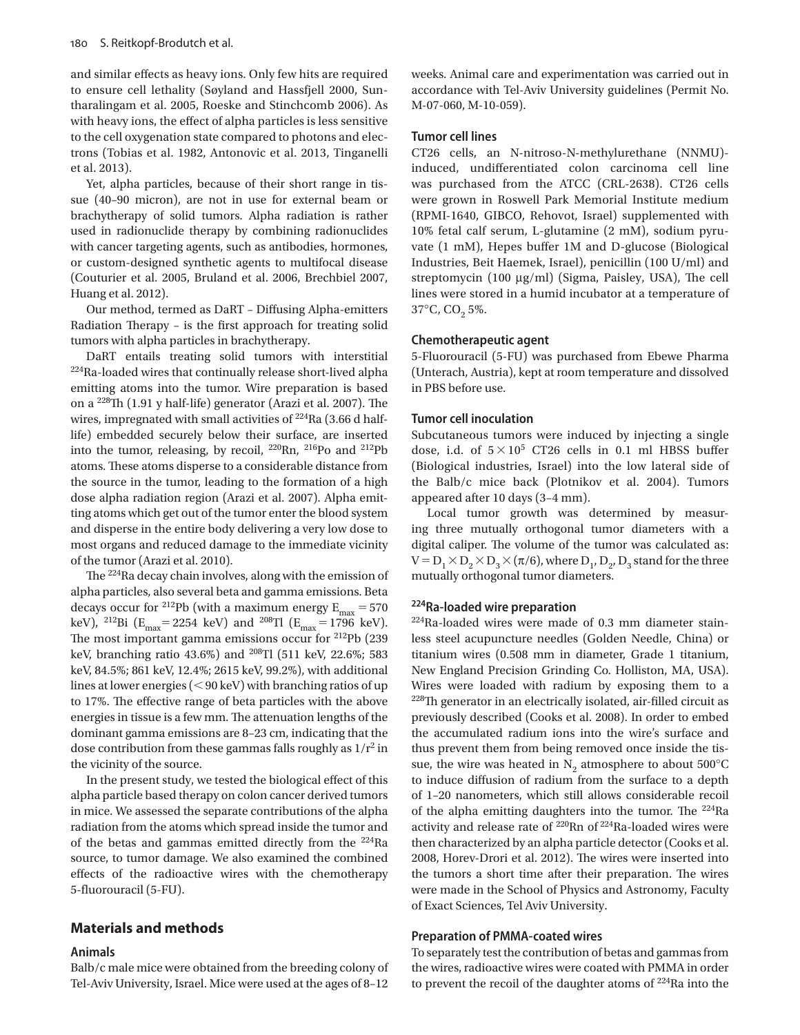and similar effects as heavy ions. Only few hits are required to ensure cell lethality (Søyland and Hassfjell 2000, Suntharalingam et al. 2005, Roeske and Stinchcomb 2006). As with heavy ions, the effect of alpha particles is less sensitive to the cell oxygenation state compared to photons and electrons (Tobias et al. 1982, Antonovic et al. 2013, Tinganelli et al. 2013).

Yet, alpha particles, because of their short range in tissue (40–90 micron), are not in use for external beam or brachytherapy of solid tumors. Alpha radiation is rather used in radionuclide therapy by combining radionuclides with cancer targeting agents, such as antibodies, hormones, or custom-designed synthetic agents to multifocal disease (Couturier et al. 2005, Bruland et al. 2006, Brechbiel 2007, Huang et al. 2012).

Our method, termed as DaRT – Diffusing Alpha-emitters Radiation Therapy – is the first approach for treating solid tumors with alpha particles in brachytherapy.

DaRT entails treating solid tumors with interstitial $^{224}$Ra-loaded wires that continually release short-lived alpha emitting atoms into the tumor. Wire preparation is based on a $^{228}$Th (1.91 y half-life) generator (Arazi et al. 2007). The wires, impregnated with small activities of $^{224}$Ra (3.66 d half-life) embedded securely below their surface, are inserted into the tumor, releasing, by recoil, $^{220}$Rn, $^{216}$Po and $^{212}$Pb atoms. These atoms disperse to a considerable distance from the source in the tumor, leading to the formation of a high dose alpha radiation region (Arazi et al. 2007). Alpha emitting atoms which get out of the tumor enter the blood system and disperse in the entire body delivering a very low dose to most organs and reduced damage to the immediate vicinity of the tumor (Arazi et al. 2010).

The $^{224}$Ra decay chain involves, along with the emission of alpha particles, also several beta and gamma emissions. Beta decays occur for $^{212}$Pb (with a maximum energy $E_{max} = 570$ keV), $^{212}$Bi ($E_{max} = 2254$ keV) and $^{208}$Tl ($E_{max} = 1796$ keV). The most important gamma emissions occur for $^{212}$Pb (239 keV, branching ratio 43.6%) and $^{208}$Tl (511 keV, 22.6%; 583 keV, 84.5%; 861 keV, 12.4%; 2615 keV, 99.2%), with additional lines at lower energies ($<$ 90 keV) with branching ratios of up to 17%. The effective range of beta particles with the above energies in tissue is a few mm. The attenuation lengths of the dominant gamma emissions are 8–23 cm, indicating that the dose contribution from these gammas falls roughly as $1/r^2$ in the vicinity of the source.

In the present study, we tested the biological effect of this alpha particle based therapy on colon cancer derived tumors in mice. We assessed the separate contributions of the alpha radiation from the atoms which spread inside the tumor and of the betas and gammas emitted directly from the $^{224}$Ra source, to tumor damage. We also examined the combined effects of the radioactive wires with the chemotherapy 5-fluorouracil (5-FU).

## Materials and methods

### Animals

Balb/c male mice were obtained from the breeding colony of Tel-Aviv University, Israel. Mice were used at the ages of 8–12 weeks. Animal care and experimentation was carried out in accordance with Tel-Aviv University guidelines (Permit No. M-07-060, M-10-059).

### Tumor cell lines

CT26 cells, an N-nitroso-N-methylurethane (NNMU)-induced, undifferentiated colon carcinoma cell line was purchased from the ATCC (CRL-2638). CT26 cells were grown in Roswell Park Memorial Institute medium (RPMI-1640, GIBCO, Rehovot, Israel) supplemented with 10% fetal calf serum, L-glutamine (2 mM), sodium pyruvate (1 mM), Hepes buffer 1M and D-glucose (Biological Industries, Beit Haemek, Israel), penicillin (100 U/ml) and streptomycin (100 μg/ml) (Sigma, Paisley, USA), The cell lines were stored in a humid incubator at a temperature of 37°C, $CO_2$ 5%.

### Chemotherapeutic agent

5-Fluorouracil (5-FU) was purchased from Ebewe Pharma (Unterach, Austria), kept at room temperature and dissolved in PBS before use.

### Tumor cell inoculation

Subcutaneous tumors were induced by injecting a single dose, i.d. of $5 \times 10^5$ CT26 cells in 0.1 ml HBSS buffer (Biological industries, Israel) into the low lateral side of the Balb/c mice back (Plotnikov et al. 2004). Tumors appeared after 10 days (3–4 mm).

Local tumor growth was determined by measuring three mutually orthogonal tumor diameters with a digital caliper. The volume of the tumor was calculated as: $V = D_1 \times D_2 \times D_3 \times (\pi/6)$, where $D_1$, $D_2$, $D_3$ stand for the three mutually orthogonal tumor diameters.

### $^{224}$Ra-loaded wire preparation

$^{224}$Ra-loaded wires were made of 0.3 mm diameter stainless steel acupuncture needles (Golden Needle, China) or titanium wires (0.508 mm in diameter, Grade 1 titanium, New England Precision Grinding Co. Holliston, MA, USA). Wires were loaded with radium by exposing them to a $^{228}$Th generator in an electrically isolated, air-filled circuit as previously described (Cooks et al. 2008). In order to embed the accumulated radium ions into the wire's surface and thus prevent them from being removed once inside the tissue, the wire was heated in $N_2$ atmosphere to about 500°C to induce diffusion of radium from the surface to a depth of 1–20 nanometers, which still allows considerable recoil of the alpha emitting daughters into the tumor. The $^{224}$Ra activity and release rate of $^{220}$Rn of $^{224}$Ra-loaded wires were then characterized by an alpha particle detector (Cooks et al. 2008, Horev-Drori et al. 2012). The wires were inserted into the tumors a short time after their preparation. The wires were made in the School of Physics and Astronomy, Faculty of Exact Sciences, Tel Aviv University.

### Preparation of PMMA-coated wires

To separately test the contribution of betas and gammas from the wires, radioactive wires were coated with PMMA in order to prevent the recoil of the daughter atoms of $^{224}$Ra into the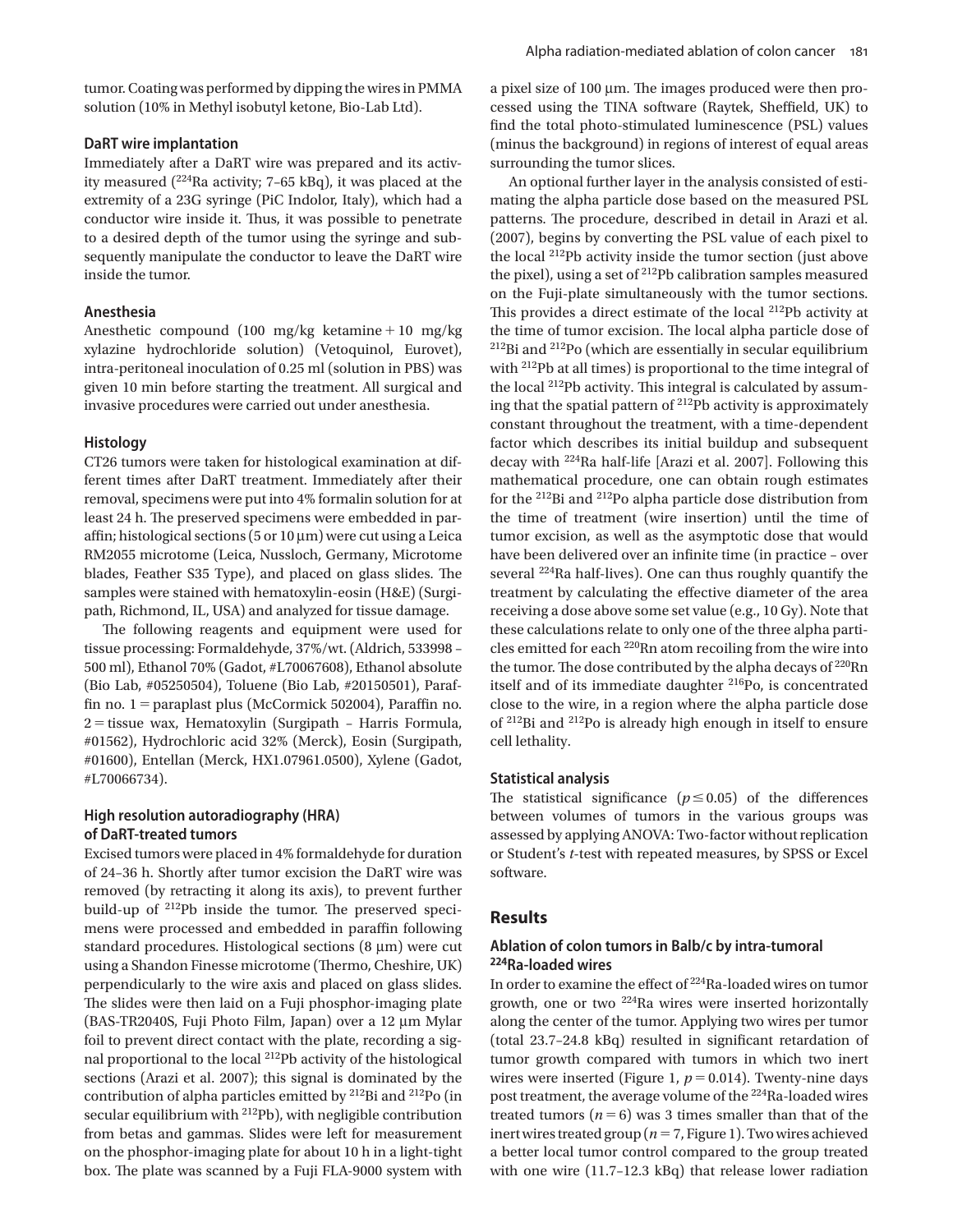tumor. Coating was performed by dipping the wires in PMMA solution (10% in Methyl isobutyl ketone, Bio-Lab Ltd).

### DaRT wire implantation

Immediately after a DaRT wire was prepared and its activity measured ($^{224}$Ra activity; 7–65 kBq), it was placed at the extremity of a 23G syringe (PiC Indolor, Italy), which had a conductor wire inside it. Thus, it was possible to penetrate to a desired depth of the tumor using the syringe and subsequently manipulate the conductor to leave the DaRT wire inside the tumor.

### Anesthesia

Anesthetic compound (100 mg/kg ketamine + 10 mg/kg xylazine hydrochloride solution) (Vetoquinol, Eurovet), intra-peritoneal inoculation of 0.25 ml (solution in PBS) was given 10 min before starting the treatment. All surgical and invasive procedures were carried out under anesthesia.

### Histology

CT26 tumors were taken for histological examination at different times after DaRT treatment. Immediately after their removal, specimens were put into 4% formalin solution for at least 24 h. The preserved specimens were embedded in paraffin; histological sections (5 or 10 μm) were cut using a Leica RM2055 microtome (Leica, Nussloch, Germany, Microtome blades, Feather S35 Type), and placed on glass slides. The samples were stained with hematoxylin-eosin (H&E) (Surgipath, Richmond, IL, USA) and analyzed for tissue damage.

The following reagents and equipment were used for tissue processing: Formaldehyde, 37%/wt. (Aldrich, 533998 – 500 ml), Ethanol 70% (Gadot, #L70067608), Ethanol absolute (Bio Lab, #05250504), Toluene (Bio Lab, #20150501), Paraffin no. 1 = paraplast plus (McCormick 502004), Paraffin no. 2 = tissue wax, Hematoxylin (Surgipath – Harris Formula, #01562), Hydrochloric acid 32% (Merck), Eosin (Surgipath, #01600), Entellan (Merck, HX1.07961.0500), Xylene (Gadot, #L70066734).

### High resolution autoradiography (HRA) of DaRT-treated tumors

Excised tumors were placed in 4% formaldehyde for duration of 24–36 h. Shortly after tumor excision the DaRT wire was removed (by retracting it along its axis), to prevent further build-up of $^{212}$Pb inside the tumor. The preserved specimens were processed and embedded in paraffin following standard procedures. Histological sections (8 μm) were cut using a Shandon Finesse microtome (Thermo, Cheshire, UK) perpendicularly to the wire axis and placed on glass slides. The slides were then laid on a Fuji phosphor-imaging plate (BAS-TR2040S, Fuji Photo Film, Japan) over a 12 μm Mylar foil to prevent direct contact with the plate, recording a signal proportional to the local $^{212}$Pb activity of the histological sections (Arazi et al. 2007); this signal is dominated by the contribution of alpha particles emitted by $^{212}$Bi and $^{212}$Po (in secular equilibrium with $^{212}$Pb), with negligible contribution from betas and gammas. Slides were left for measurement on the phosphor-imaging plate for about 10 h in a light-tight box. The plate was scanned by a Fuji FLA-9000 system with a pixel size of 100 μm. The images produced were then processed using the TINA software (Raytek, Sheffield, UK) to find the total photo-stimulated luminescence (PSL) values (minus the background) in regions of interest of equal areas surrounding the tumor slices.

An optional further layer in the analysis consisted of estimating the alpha particle dose based on the measured PSL patterns. The procedure, described in detail in Arazi et al. (2007), begins by converting the PSL value of each pixel to the local $^{212}$Pb activity inside the tumor section (just above the pixel), using a set of $^{212}$Pb calibration samples measured on the Fuji-plate simultaneously with the tumor sections. This provides a direct estimate of the local $^{212}$Pb activity at the time of tumor excision. The local alpha particle dose of $^{212}$Bi and $^{212}$Po (which are essentially in secular equilibrium with $^{212}$Pb at all times) is proportional to the time integral of the local $^{212}$Pb activity. This integral is calculated by assuming that the spatial pattern of $^{212}$Pb activity is approximately constant throughout the treatment, with a time-dependent factor which describes its initial buildup and subsequent decay with $^{224}$Ra half-life [Arazi et al. 2007]. Following this mathematical procedure, one can obtain rough estimates for the $^{212}$Bi and $^{212}$Po alpha particle dose distribution from the time of treatment (wire insertion) until the time of tumor excision, as well as the asymptotic dose that would have been delivered over an infinite time (in practice – over several $^{224}$Ra half-lives). One can thus roughly quantify the treatment by calculating the effective diameter of the area receiving a dose above some set value (e.g., 10 Gy). Note that these calculations relate to only one of the three alpha particles emitted for each $^{220}$Rn atom recoiling from the wire into the tumor. The dose contributed by the alpha decays of $^{220}$Rn itself and of its immediate daughter $^{216}$Po, is concentrated close to the wire, in a region where the alpha particle dose of $^{212}$Bi and $^{212}$Po is already high enough in itself to ensure cell lethality.

### Statistical analysis

The statistical significance ($p \leq 0.05$) of the differences between volumes of tumors in the various groups was assessed by applying ANOVA: Two-factor without replication or Student's *t*-test with repeated measures, by SPSS or Excel software.

## Results

### Ablation of colon tumors in Balb/c by intra-tumoral $^{224}$Ra-loaded wires

In order to examine the effect of $^{224}$Ra-loaded wires on tumor growth, one or two $^{224}$Ra wires were inserted horizontally along the center of the tumor. Applying two wires per tumor (total 23.7–24.8 kBq) resulted in significant retardation of tumor growth compared with tumors in which two inert wires were inserted (Figure 1, $p = 0.014$). Twenty-nine days post treatment, the average volume of the $^{224}$Ra-loaded wires treated tumors ($n = 6$) was 3 times smaller than that of the inert wires treated group ($n = 7$, Figure 1). Two wires achieved a better local tumor control compared to the group treated with one wire (11.7–12.3 kBq) that release lower radiation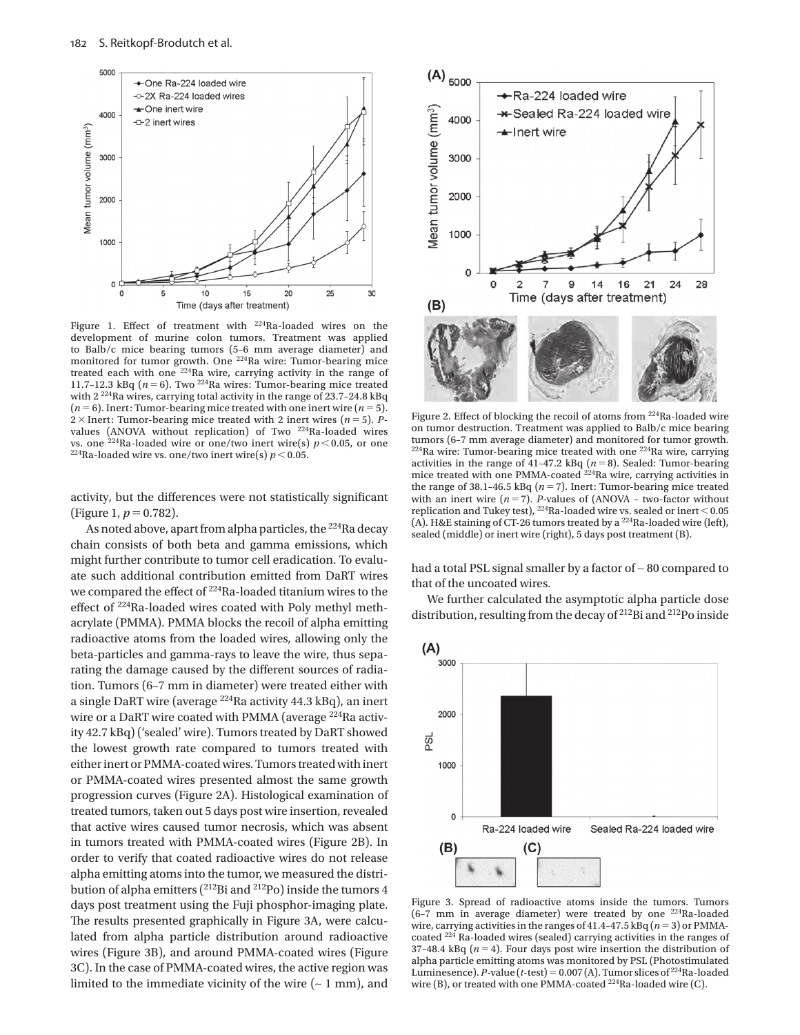Figure 1. Effect of treatment with $^{224}$Ra-loaded wires on the development of murine colon tumors. Treatment was applied to Balb/c mice bearing tumors (5–6 mm average diameter) and monitored for tumor growth. One $^{224}$Ra wire: Tumor-bearing mice treated each with one $^{224}$Ra wire, carrying activity in the range of 11.7–12.3 kBq ($n = 6$). Two $^{224}$Ra wires: Tumor-bearing mice treated with 2 $^{224}$Ra wires, carrying total activity in the range of 23.7–24.8 kBq ($n = 6$). Inert: Tumor-bearing mice treated with one inert wire ($n = 5$). 2 × Inert: Tumor-bearing mice treated with 2 inert wires ($n = 5$). *P*-values (ANOVA without replication) of Two $^{224}$Ra-loaded wires vs. one $^{224}$Ra-loaded wire or one/two inert wire(s) $p < 0.05$, or one $^{224}$Ra-loaded wire vs. one/two inert wire(s) $p < 0.05$.

activity, but the differences were not statistically significant (Figure 1, $p = 0.782$).

As noted above, apart from alpha particles, the $^{224}$Ra decay chain consists of both beta and gamma emissions, which might further contribute to tumor cell eradication. To evaluate such additional contribution emitted from DaRT wires we compared the effect of $^{224}$Ra-loaded titanium wires to the effect of $^{224}$Ra-loaded wires coated with Poly methyl methacrylate (PMMA). PMMA blocks the recoil of alpha emitting radioactive atoms from the loaded wires, allowing only the beta-particles and gamma-rays to leave the wire, thus separating the damage caused by the different sources of radiation. Tumors (6–7 mm in diameter) were treated either with a single DaRT wire (average $^{224}$Ra activity 44.3 kBq), an inert wire or a DaRT wire coated with PMMA (average $^{224}$Ra activity 42.7 kBq) ('sealed' wire). Tumors treated by DaRT showed the lowest growth rate compared to tumors treated with either inert or PMMA-coated wires. Tumors treated with inert or PMMA-coated wires presented almost the same growth progression curves (Figure 2A). Histological examination of treated tumors, taken out 5 days post wire insertion, revealed that active wires caused tumor necrosis, which was absent in tumors treated with PMMA-coated wires (Figure 2B). In order to verify that coated radioactive wires do not release alpha emitting atoms into the tumor, we measured the distribution of alpha emitters ($^{212}$Bi and $^{212}$Po) inside the tumors 4 days post treatment using the Fuji phosphor-imaging plate. The results presented graphically in Figure 3A, were calculated from alpha particle distribution around radioactive wires (Figure 3B), and around PMMA-coated wires (Figure 3C). In the case of PMMA-coated wires, the active region was limited to the immediate vicinity of the wire (~ 1 mm), and had a total PSL signal smaller by a factor of ~ 80 compared to that of the uncoated wires.

We further calculated the asymptotic alpha particle dose distribution, resulting from the decay of $^{212}$Bi and $^{212}$Po inside

Figure 2. Effect of blocking the recoil of atoms from $^{224}$Ra-loaded wire on tumor destruction. Treatment was applied to Balb/c mice bearing tumors (6–7 mm average diameter) and monitored for tumor growth. $^{224}$Ra wire: Tumor-bearing mice treated with one $^{224}$Ra wire, carrying activities in the range of 41–47.2 kBq ($n = 8$). Sealed: Tumor-bearing mice treated with one PMMA-coated $^{224}$Ra wire, carrying activities in the range of 38.1–46.5 kBq ($n = 7$). Inert: Tumor-bearing mice treated with an inert wire ($n = 7$). *P*-values of (ANOVA – two-factor without replication and Tukey test), $^{224}$Ra-loaded wire vs. sealed or inert < 0.05 (A). H&E staining of CT-26 tumors treated by a $^{224}$Ra-loaded wire (left), sealed (middle) or inert wire (right), 5 days post treatment (B).

Figure 3. Spread of radioactive atoms inside the tumors. Tumors (6–7 mm in average diameter) were treated by one $^{224}$Ra-loaded wire, carrying activities in the ranges of 41.4–47.5 kBq ($n = 3$) or PMMA-coated $^{224}$Ra-loaded wires (sealed) carrying activities in the ranges of 37–48.4 kBq ($n = 4$). Four days post wire insertion the distribution of alpha particle emitting atoms was monitored by PSL (Photostimulated Luminesence). *P*-value (*t*-test) = 0.007 (A). Tumor slices of $^{224}$Ra-loaded wire (B), or treated with one PMMA-coated $^{224}$Ra-loaded wire (C).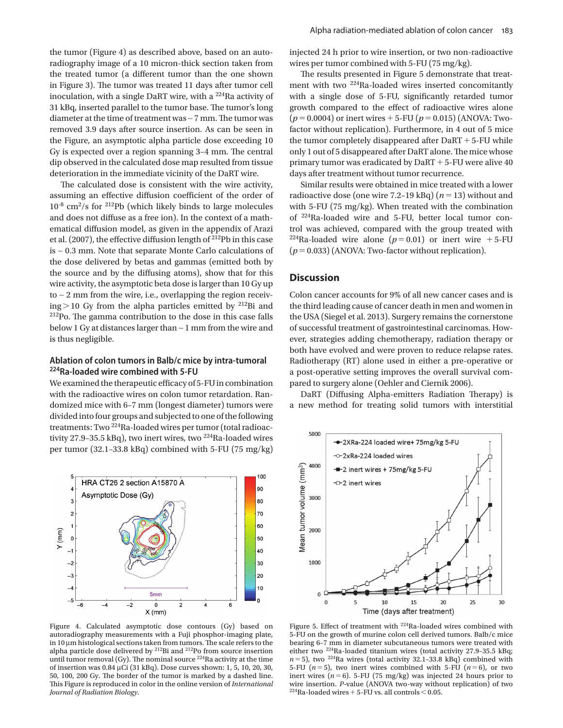the tumor (Figure 4) as described above, based on an autoradiography image of a 10 micron-thick section taken from the treated tumor (a different tumor than the one shown in Figure 3). The tumor was treated 11 days after tumor cell inoculation, with a single DaRT wire, with a $^{224}$Ra activity of 31 kBq, inserted parallel to the tumor base. The tumor's long diameter at the time of treatment was ~ 7 mm. The tumor was removed 3.9 days after source insertion. As can be seen in the Figure, an asymptotic alpha particle dose exceeding 10 Gy is expected over a region spanning 3–4 mm. The central dip observed in the calculated dose map resulted from tissue deterioration in the immediate vicinity of the DaRT wire.

The calculated dose is consistent with the wire activity, assuming an effective diffusion coefficient of the order of $10^{-8}$ cm$^2$/s for $^{212}$Pb (which likely binds to large molecules and does not diffuse as a free ion). In the context of a mathematical diffusion model, as given in the appendix of Arazi et al. (2007), the effective diffusion length of $^{212}$Pb in this case is ~ 0.3 mm. Note that separate Monte Carlo calculations of the dose delivered by betas and gammas (emitted both by the source and by the diffusing atoms), show that for this wire activity, the asymptotic beta dose is larger than 10 Gy up to ~ 2 mm from the wire, i.e., overlapping the region receiving > 10 Gy from the alpha particles emitted by $^{212}$Bi and $^{212}$Po. The gamma contribution to the dose in this case falls below 1 Gy at distances larger than ~ 1 mm from the wire and is thus negligible.

### Ablation of colon tumors in Balb/c mice by intra-tumoral $^{224}$Ra-loaded wire combined with 5-FU

We examined the therapeutic efficacy of 5-FU in combination with the radioactive wires on colon tumor retardation. Randomized mice with 6–7 mm (longest diameter) tumors were divided into four groups and subjected to one of the following treatments: Two $^{224}$Ra-loaded wires per tumor (total radioactivity 27.9–35.5 kBq), two inert wires, two $^{224}$Ra-loaded wires per tumor (32.1–33.8 kBq) combined with 5-FU (75 mg/kg) injected 24 h prior to wire insertion, or two non-radioactive wires per tumor combined with 5-FU (75 mg/kg).

Figure 4. Calculated asymptotic dose contours (Gy) based on autoradiography measurements with a Fuji phosphor-imaging plate, in 10 μm histological sections taken from tumors. The scale refers to the alpha particle dose delivered by $^{212}$Bi and $^{212}$Po from source insertion until tumor removal (Gy). The nominal source $^{224}$Ra activity at the time of insertion was 0.84 μCi (31 kBq). Dose curves shown: 1, 5, 10, 20, 30, 50, 100, 200 Gy. The border of the tumor is marked by a dashed line. This Figure is reproduced in color in the online version of *International Journal of Radiation Biology*.

The results presented in Figure 5 demonstrate that treatment with two $^{224}$Ra-loaded wires inserted concomitantly with a single dose of 5-FU, significantly retarded tumor growth compared to the effect of radioactive wires alone ($p = 0.0004$) or inert wires + 5-FU ($p = 0.015$) (ANOVA: Two-factor without replication). Furthermore, in 4 out of 5 mice the tumor completely disappeared after DaRT + 5-FU while only 1 out of 5 disappeared after DaRT alone. The mice whose primary tumor was eradicated by DaRT + 5-FU were alive 40 days after treatment without tumor recurrence.

Similar results were obtained in mice treated with a lower radioactive dose (one wire 7.2–19 kBq) ($n = 13$) without and with 5-FU (75 mg/kg). When treated with the combination of $^{224}$Ra-loaded wire and 5-FU, better local tumor control was achieved, compared with the group treated with $^{224}$Ra-loaded wire alone ($p = 0.01$) or inert wire + 5-FU ($p = 0.033$) (ANOVA: Two-factor without replication).

## Discussion

Colon cancer accounts for 9% of all new cancer cases and is the third leading cause of cancer death in men and women in the USA (Siegel et al. 2013). Surgery remains the cornerstone of successful treatment of gastrointestinal carcinomas. However, strategies adding chemotherapy, radiation therapy or both have evolved and were proven to reduce relapse rates. Radiotherapy (RT) alone used in either a pre-operative or a post-operative setting improves the overall survival compared to surgery alone (Oehler and Ciernik 2006).

DaRT (Diffusing Alpha-emitters Radiation Therapy) is a new method for treating solid tumors with interstitial

Figure 5. Effect of treatment with $^{224}$Ra-loaded wires combined with 5-FU on the growth of murine colon cell derived tumors. Balb/c mice bearing 6–7 mm in diameter subcutaneous tumors were treated with either two $^{224}$Ra-loaded titanium wires (total activity 27.9–35.5 kBq; $n = 5$), two $^{224}$Ra wires (total activity 32.1–33.8 kBq) combined with 5-FU ($n = 5$), two inert wires combined with 5-FU ($n = 6$), or two inert wires ($n = 6$). 5-FU (75 mg/kg) was injected 24 hours prior to wire insertion. *P*-value (ANOVA two-way without replication) of two $^{224}$Ra-loaded wires + 5-FU vs. all controls < 0.05.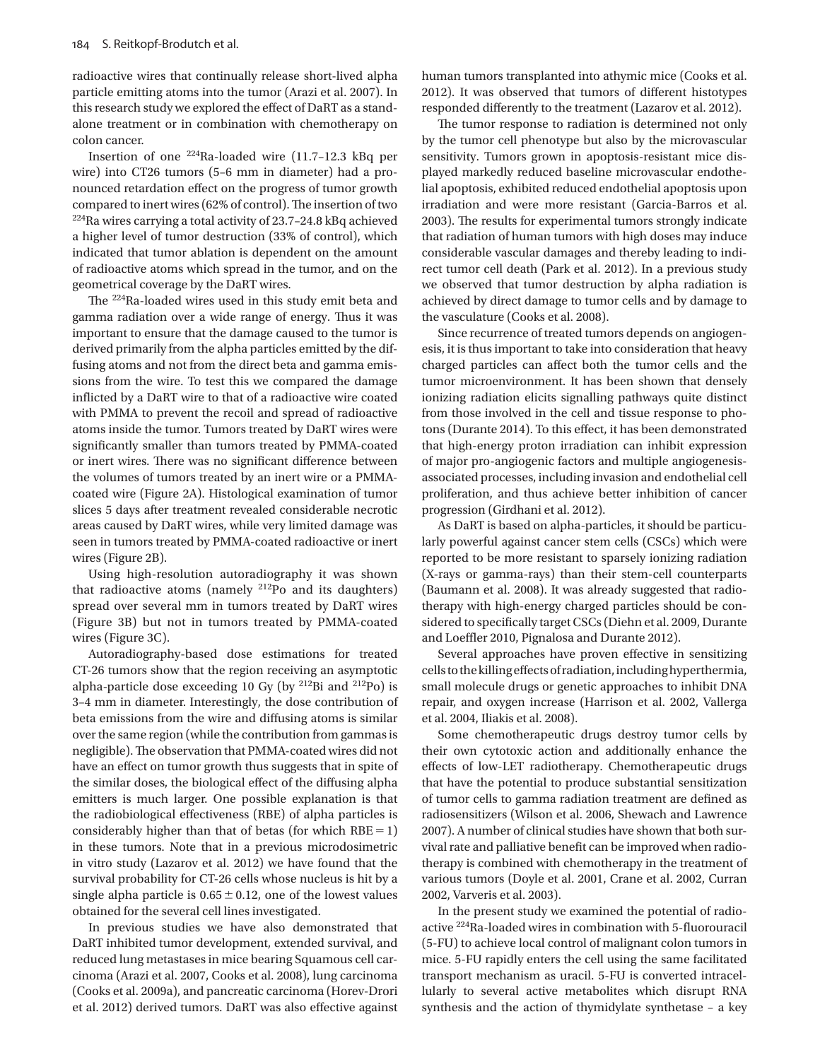radioactive wires that continually release short-lived alpha particle emitting atoms into the tumor (Arazi et al. 2007). In this research study we explored the effect of DaRT as a standalone treatment or in combination with chemotherapy on colon cancer.

Insertion of one $^{224}$Ra-loaded wire (11.7–12.3 kBq per wire) into CT26 tumors (5–6 mm in diameter) had a pronounced retardation effect on the progress of tumor growth compared to inert wires (62% of control). The insertion of two $^{224}$Ra wires carrying a total activity of 23.7–24.8 kBq achieved a higher level of tumor destruction (33% of control), which indicated that tumor ablation is dependent on the amount of radioactive atoms which spread in the tumor, and on the geometrical coverage by the DaRT wires.

The $^{224}$Ra-loaded wires used in this study emit beta and gamma radiation over a wide range of energy. Thus it was important to ensure that the damage caused to the tumor is derived primarily from the alpha particles emitted by the diffusing atoms and not from the direct beta and gamma emissions from the wire. To test this we compared the damage inflicted by a DaRT wire to that of a radioactive wire coated with PMMA to prevent the recoil and spread of radioactive atoms inside the tumor. Tumors treated by DaRT wires were significantly smaller than tumors treated by PMMA-coated or inert wires. There was no significant difference between the volumes of tumors treated by an inert wire or a PMMA-coated wire (Figure 2A). Histological examination of tumor slices 5 days after treatment revealed considerable necrotic areas caused by DaRT wires, while very limited damage was seen in tumors treated by PMMA-coated radioactive or inert wires (Figure 2B).

Using high-resolution autoradiography it was shown that radioactive atoms (namely $^{212}$Po and its daughters) spread over several mm in tumors treated by DaRT wires (Figure 3B) but not in tumors treated by PMMA-coated wires (Figure 3C).

Autoradiography-based dose estimations for treated CT-26 tumors show that the region receiving an asymptotic alpha-particle dose exceeding 10 Gy (by $^{212}$Bi and $^{212}$Po) is 3–4 mm in diameter. Interestingly, the dose contribution of beta emissions from the wire and diffusing atoms is similar over the same region (while the contribution from gammas is negligible). The observation that PMMA-coated wires did not have an effect on tumor growth thus suggests that in spite of the similar doses, the biological effect of the diffusing alpha emitters is much larger. One possible explanation is that the radiobiological effectiveness (RBE) of alpha particles is considerably higher than that of betas (for which $\mathrm{RBE} = 1$) in these tumors. Note that in a previous microdosimetric in vitro study (Lazarov et al. 2012) we have found that the survival probability for CT-26 cells whose nucleus is hit by a single alpha particle is $0.65 \pm 0.12$, one of the lowest values obtained for the several cell lines investigated.

In previous studies we have also demonstrated that DaRT inhibited tumor development, extended survival, and reduced lung metastases in mice bearing Squamous cell carcinoma (Arazi et al. 2007, Cooks et al. 2008), lung carcinoma (Cooks et al. 2009a), and pancreatic carcinoma (Horev-Drori et al. 2012) derived tumors. DaRT was also effective against human tumors transplanted into athymic mice (Cooks et al. 2012). It was observed that tumors of different histotypes responded differently to the treatment (Lazarov et al. 2012).

The tumor response to radiation is determined not only by the tumor cell phenotype but also by the microvascular sensitivity. Tumors grown in apoptosis-resistant mice displayed markedly reduced baseline microvascular endothelial apoptosis, exhibited reduced endothelial apoptosis upon irradiation and were more resistant (Garcia-Barros et al. 2003). The results for experimental tumors strongly indicate that radiation of human tumors with high doses may induce considerable vascular damages and thereby leading to indirect tumor cell death (Park et al. 2012). In a previous study we observed that tumor destruction by alpha radiation is achieved by direct damage to tumor cells and by damage to the vasculature (Cooks et al. 2008).

Since recurrence of treated tumors depends on angiogenesis, it is thus important to take into consideration that heavy charged particles can affect both the tumor cells and the tumor microenvironment. It has been shown that densely ionizing radiation elicits signalling pathways quite distinct from those involved in the cell and tissue response to photons (Durante 2014). To this effect, it has been demonstrated that high-energy proton irradiation can inhibit expression of major pro-angiogenic factors and multiple angiogenesis-associated processes, including invasion and endothelial cell proliferation, and thus achieve better inhibition of cancer progression (Girdhani et al. 2012).

As DaRT is based on alpha-particles, it should be particularly powerful against cancer stem cells (CSCs) which were reported to be more resistant to sparsely ionizing radiation (X-rays or gamma-rays) than their stem-cell counterparts (Baumann et al. 2008). It was already suggested that radiotherapy with high-energy charged particles should be considered to specifically target CSCs (Diehn et al. 2009, Durante and Loeffler 2010, Pignalosa and Durante 2012).

Several approaches have proven effective in sensitizing cells to the killing effects of radiation, including hyperthermia, small molecule drugs or genetic approaches to inhibit DNA repair, and oxygen increase (Harrison et al. 2002, Vallerga et al. 2004, Iliakis et al. 2008).

Some chemotherapeutic drugs destroy tumor cells by their own cytotoxic action and additionally enhance the effects of low-LET radiotherapy. Chemotherapeutic drugs that have the potential to produce substantial sensitization of tumor cells to gamma radiation treatment are defined as radiosensitizers (Wilson et al. 2006, Shewach and Lawrence 2007). A number of clinical studies have shown that both survival rate and palliative benefit can be improved when radiotherapy is combined with chemotherapy in the treatment of various tumors (Doyle et al. 2001, Crane et al. 2002, Curran 2002, Varveris et al. 2003).

In the present study we examined the potential of radioactive $^{224}$Ra-loaded wires in combination with 5-fluorouracil (5-FU) to achieve local control of malignant colon tumors in mice. 5-FU rapidly enters the cell using the same facilitated transport mechanism as uracil. 5-FU is converted intracellularly to several active metabolites which disrupt RNA synthesis and the action of thymidylate synthetase – a key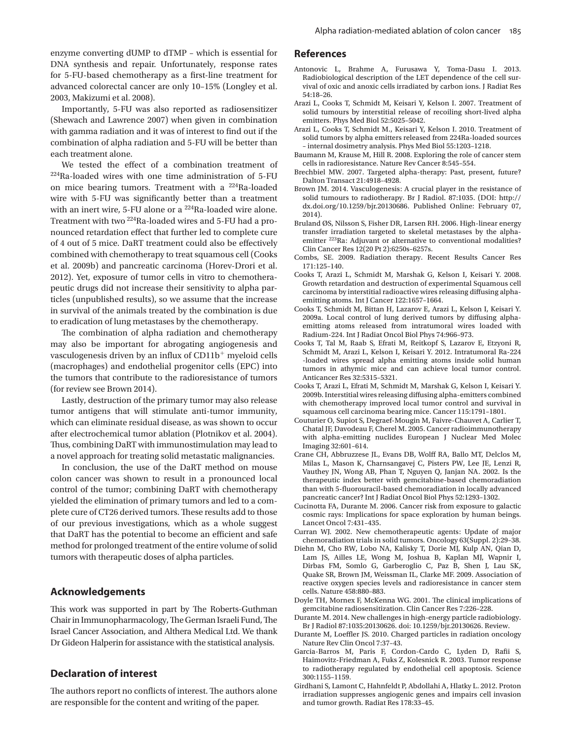enzyme converting dUMP to dTMP – which is essential for DNA synthesis and repair. Unfortunately, response rates for 5-FU-based chemotherapy as a first-line treatment for advanced colorectal cancer are only 10–15% (Longley et al. 2003, Makizumi et al. 2008).

Importantly, 5-FU was also reported as radiosensitizer (Shewach and Lawrence 2007) when given in combination with gamma radiation and it was of interest to find out if the combination of alpha radiation and 5-FU will be better than each treatment alone.

We tested the effect of a combination treatment of $^{224}$Ra-loaded wires with one time administration of 5-FU on mice bearing tumors. Treatment with a $^{224}$Ra-loaded wire with 5-FU was significantly better than a treatment with an inert wire, 5-FU alone or a $^{224}$Ra-loaded wire alone. Treatment with two $^{224}$Ra-loaded wires and 5-FU had a pronounced retardation effect that further led to complete cure of 4 out of 5 mice. DaRT treatment could also be effectively combined with chemotherapy to treat squamous cell (Cooks et al. 2009b) and pancreatic carcinoma (Horev-Drori et al. 2012). Yet, exposure of tumor cells in vitro to chemotherapeutic drugs did not increase their sensitivity to alpha particles (unpublished results), so we assume that the increase in survival of the animals treated by the combination is due to eradication of lung metastases by the chemotherapy.

The combination of alpha radiation and chemotherapy may also be important for abrogating angiogenesis and vasculogenesis driven by an influx of CD11b$^{+}$ myeloid cells (macrophages) and endothelial progenitor cells (EPC) into the tumors that contribute to the radioresistance of tumors (for review see Brown 2014).

Lastly, destruction of the primary tumor may also release tumor antigens that will stimulate anti-tumor immunity, which can eliminate residual disease, as was shown to occur after electrochemical tumor ablation (Plotnikov et al. 2004). Thus, combining DaRT with immunostimulation may lead to a novel approach for treating solid metastatic malignancies.

In conclusion, the use of the DaRT method on mouse colon cancer was shown to result in a pronounced local control of the tumor; combining DaRT with chemotherapy yielded the elimination of primary tumors and led to a complete cure of CT26 derived tumors. These results add to those of our previous investigations, which as a whole suggest that DaRT has the potential to become an efficient and safe method for prolonged treatment of the entire volume of solid tumors with therapeutic doses of alpha particles.

## Acknowledgements

This work was supported in part by The Roberts-Guthman Chair in Immunopharmacology, The German Israeli Fund, The Israel Cancer Association, and Althera Medical Ltd. We thank Dr Gideon Halperin for assistance with the statistical analysis.

## Declaration of interest

The authors report no conflicts of interest. The authors alone are responsible for the content and writing of the paper.

## References

Antonovic L, Brahme A, Furusawa Y, Toma-Dasu I. 2013. Radiobiological description of the LET dependence of the cell survival of oxic and anoxic cells irradiated by carbon ions. J Radiat Res 54:18–26.

Arazi L, Cooks T, Schmidt M, Keisari Y, Kelson I. 2007. Treatment of solid tumours by interstitial release of recoiling short-lived alpha emitters. Phys Med Biol 52:5025–5042.

Arazi L, Cooks T, Schmidt M., Keisari Y, Kelson I. 2010. Treatment of solid tumors by alpha emitters released from 224Ra-loaded sources – internal dosimetry analysis. Phys Med Biol 55:1203–1218.

Baumann M, Krause M, Hill R. 2008. Exploring the role of cancer stem cells in radioresistance. Nature Rev Cancer 8:545–554.

Brechbiel MW. 2007. Targeted alpha-therapy: Past, present, future? Dalton Transact 21:4918–4928.

Brown JM. 2014. Vasculogenesis: A crucial player in the resistance of solid tumours to radiotherapy. Br J Radiol. 87:1035. (DOI: http://dx.doi.org/10.1259/bjr.20130686. Published Online: February 07, 2014).

Bruland ØS, Nilsson S, Fisher DR, Larsen RH. 2006. High-linear energy transfer irradiation targeted to skeletal metastases by the alpha-emitter $^{223}$Ra: Adjuvant or alternative to conventional modalities? Clin Cancer Res 12(20 Pt 2):6250s–6257s.

Combs, SE. 2009. Radiation therapy. Recent Results Cancer Res 171:125–140.

Cooks T, Arazi L, Schmidt M, Marshak G, Kelson I, Keisari Y. 2008. Growth retardation and destruction of experimental Squamous cell carcinoma by interstitial radioactive wires releasing diffusing alpha-emitting atoms. Int J Cancer 122:1657–1664.

Cooks T, Schmidt M, Bittan H, Lazarov E, Arazi L, Kelson I, Keisari Y. 2009a. Local control of lung derived tumors by diffusing alpha-emitting atoms released from intratumoral wires loaded with Radium-224. Int J Radiat Oncol Biol Phys 74:966–973.

Cooks T, Tal M, Raab S, Efrati M, Reitkopf S, Lazarov E, Etzyoni R, Schmidt M, Arazi L, Kelson I, Keisari Y. 2012. Intratumoral Ra-224 -loaded wires spread alpha emitting atoms inside solid human tumors in athymic mice and can achieve local tumor control. Anticancer Res 32:5315–5321.

Cooks T, Arazi L, Efrati M, Schmidt M, Marshak G, Kelson I, Keisari Y. 2009b. Interstitial wires releasing diffusing alpha-emitters combined with chemotherapy improved local tumor control and survival in squamous cell carcinoma bearing mice. Cancer 115:1791–1801.

Couturier O, Supiot S, Degraef-Mougin M, Faivre-Chauvet A, Carlier T, Chatal JF, Davodeau F, Cherel M. 2005. Cancer radioimmunotherapy with alpha-emitting nuclides European J Nuclear Med Molec Imaging 32:601–614.

Crane CH, Abbruzzese JL, Evans DB, Wolff RA, Ballo MT, Delclos M, Milas L, Mason K, Charnsangavej C, Pisters PW, Lee JE, Lenzi R, Vauthey JN, Wong AB, Phan T, Nguyen Q, Janjan NA. 2002. Is the therapeutic index better with gemcitabine-based chemoradiation than with 5-fluorouracil-based chemoradiation in locally advanced pancreatic cancer? Int J Radiat Oncol Biol Phys 52:1293–1302.

Cucinotta FA, Durante M. 2006. Cancer risk from exposure to galactic cosmic rays: Implications for space exploration by human beings. Lancet Oncol 7:431–435.

Curran WJ. 2002. New chemotherapeutic agents: Update of major chemoradiation trials in solid tumors. Oncology 63(Suppl. 2):29–38.

Diehn M, Cho RW, Lobo NA, Kalisky T, Dorie MJ, Kulp AN, Qian D, Lam JS, Ailles LE, Wong M, Joshua B, Kaplan MJ, Wapnir I, Dirbas FM, Somlo G, Garberoglio C, Paz B, Shen J, Lau SK, Quake SR, Brown JM, Weissman IL, Clarke MF. 2009. Association of reactive oxygen species levels and radioresistance in cancer stem cells. Nature 458:880–883.

Doyle TH, Mornex F, McKenna WG. 2001. The clinical implications of gemcitabine radiosensitization. Clin Cancer Res 7:226–228.

Durante M. 2014. New challenges in high-energy particle radiobiology. Br J Radiol 87:1035:20130626. doi: 10.1259/bjr.20130626. Review.

Durante M, Loeffler JS. 2010. Charged particles in radiation oncology Nature Rev Clin Oncol 7:37–43.

Garcia-Barros M, Paris F, Cordon-Cardo C, Lyden D, Rafii S, Haimovitz-Friedman A, Fuks Z, Kolesnick R. 2003. Tumor response to radiotherapy regulated by endothelial cell apoptosis. Science 300:1155–1159.

Girdhani S, Lamont C, Hahnfeldt P, Abdollahi A, Hlatky L. 2012. Proton irradiation suppresses angiogenic genes and impairs cell invasion and tumor growth. Radiat Res 178:33–45.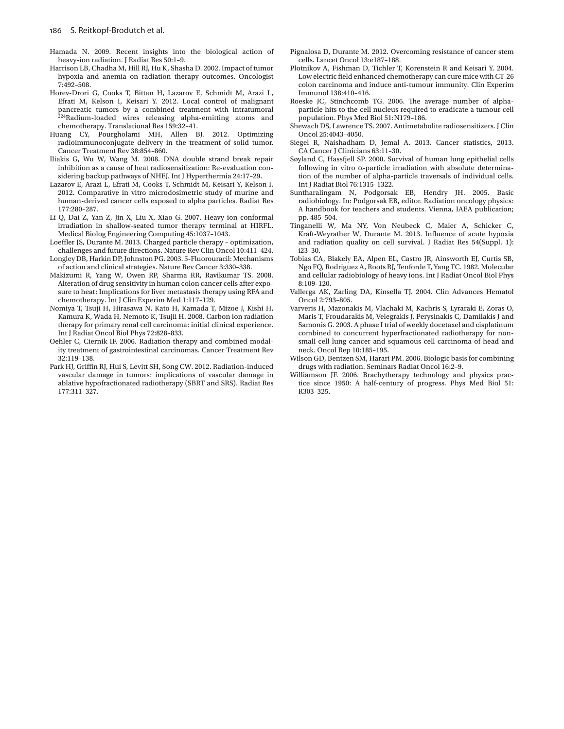Hamada N. 2009. Recent insights into the biological action of heavy-ion radiation. J Radiat Res 50:1–9.

Harrison LB, Chadha M, Hill RJ, Hu K, Shasha D. 2002. Impact of tumor hypoxia and anemia on radiation therapy outcomes. Oncologist 7:492–508.

Horev-Drori G, Cooks T, Bittan H, Lazarov E, Schmidt M, Arazi L, Efrati M, Kelson I, Keisari Y. 2012. Local control of malignant pancreatic tumors by a combined treatment with intratumoral $^{224}$Radium-loaded wires releasing alpha-emitting atoms and chemotherapy. Translational Res 159:32–41.

Huang CY, Pourgholami MH, Allen BJ. 2012. Optimizing radioimmunoconjugate delivery in the treatment of solid tumor. Cancer Treatment Rev 38:854–860.

Iliakis G, Wu W, Wang M. 2008. DNA double strand break repair inhibition as a cause of heat radiosensitization: Re-evaluation considering backup pathways of NHEJ. Int J Hyperthermia 24:17–29.

Lazarov E, Arazi L, Efrati M, Cooks T, Schmidt M, Keisari Y, Kelson I. 2012. Comparative in vitro microdosimetric study of murine and human-derived cancer cells exposed to alpha particles. Radiat Res 177:280–287.

Li Q, Dai Z, Yan Z, Jin X, Liu X, Xiao G. 2007. Heavy-ion conformal irradiation in shallow-seated tumor therapy terminal at HIRFL. Medical Biolog Engineering Computing 45:1037–1043.

Loeffler JS, Durante M. 2013. Charged particle therapy – optimization, challenges and future directions. Nature Rev Clin Oncol 10:411–424.

Longley DB, Harkin DP, Johnston PG. 2003. 5-Fluorouracil: Mechanisms of action and clinical strategies. Nature Rev Cancer 3:330–338.

Makizumi R, Yang W, Owen RP, Sharma RR, Ravikumar TS. 2008. Alteration of drug sensitivity in human colon cancer cells after exposure to heat: Implications for liver metastasis therapy using RFA and chemotherapy. Int J Clin Experim Med 1:117–129.

Nomiya T, Tsuji H, Hirasawa N, Kato H, Kamada T, Mizoe J, Kishi H, Kamura K, Wada H, Nemoto K, Tsujii H. 2008. Carbon ion radiation therapy for primary renal cell carcinoma: initial clinical experience. Int J Radiat Oncol Biol Phys 72:828–833.

Oehler C, Ciernik IF. 2006. Radiation therapy and combined modality treatment of gastrointestinal carcinomas. Cancer Treatment Rev 32:119–138.

Park HJ, Griffin RJ, Hui S, Levitt SH, Song CW. 2012. Radiation-induced vascular damage in tumors: implications of vascular damage in ablative hypofractionated radiotherapy (SBRT and SRS). Radiat Res 177:311–327.

Pignalosa D, Durante M. 2012. Overcoming resistance of cancer stem cells. Lancet Oncol 13:e187–188.

Plotnikov A, Fishman D, Tichler T, Korenstein R and Keisari Y. 2004. Low electric field enhanced chemotherapy can cure mice with CT-26 colon carcinoma and induce anti-tumour immunity. Clin Experim Immunol 138:410–416.

Roeske JC, Stinchcomb TG. 2006. The average number of alpha-particle hits to the cell nucleus required to eradicate a tumour cell population. Phys Med Biol 51:N179–186.

Shewach DS, Lawrence TS. 2007. Antimetabolite radiosensitizers. J Clin Oncol 25:4043–4050.

Siegel R, Naishadham D, Jemal A. 2013. Cancer statistics, 2013. CA Cancer J Clinicians 63:11–30.

Søyland C, Hassfjell SP. 2000. Survival of human lung epithelial cells following in vitro $\alpha$-particle irradiation with absolute determination of the number of alpha-particle traversals of individual cells. Int J Radiat Biol 76:1315–1322.

Suntharalingam N, Podgorsak EB, Hendry JH. 2005. Basic radiobiology. In: Podgorsak EB, editor. Radiation oncology physics: A handbook for teachers and students. Vienna, IAEA publication; pp. 485–504.

Tinganelli W, Ma NY, Von Neubeck C, Maier A, Schicker C, Kraft-Weyrather W, Durante M. 2013. Influence of acute hypoxia and radiation quality on cell survival. J Radiat Res 54(Suppl. 1): i23–30.

Tobias CA, Blakely EA, Alpen EL, Castro JR, Ainsworth EJ, Curtis SB, Ngo FQ, Rodriguez A, Roots RJ, Tenforde T, Yang TC. 1982. Molecular and cellular radiobiology of heavy ions. Int J Radiat Oncol Biol Phys 8:109–120.

Vallerga AK, Zarling DA, Kinsella TJ. 2004. Clin Advances Hematol Oncol 2:793–805.

Varveris H, Mazonakis M, Vlachaki M, Kachris S, Lyraraki E, Zoras O, Maris T, Froudarakis M, Velegrakis J, Perysinakis C, Damilakis J and Samonis G. 2003. A phase I trial of weekly docetaxel and cisplatinum combined to concurrent hyperfractionated radiotherapy for non-small cell lung cancer and squamous cell carcinoma of head and neck. Oncol Rep 10:185–195.

Wilson GD, Bentzen SM, Harari PM. 2006. Biologic basis for combining drugs with radiation. Seminars Radiat Oncol 16:2–9.

Williamson JF. 2006. Brachytherapy technology and physics practice since 1950: A half-century of progress. Phys Med Biol 51: R303–325.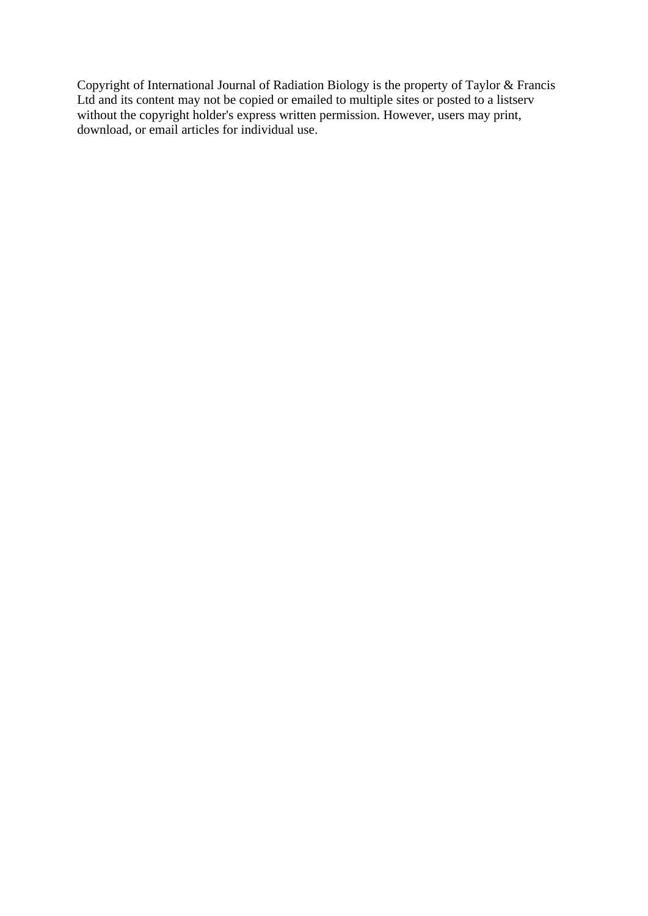Copyright of International Journal of Radiation Biology is the property of Taylor & Francis Ltd and its content may not be copied or emailed to multiple sites or posted to a listserv without the copyright holder's express written permission. However, users may print, download, or email articles for individual use.